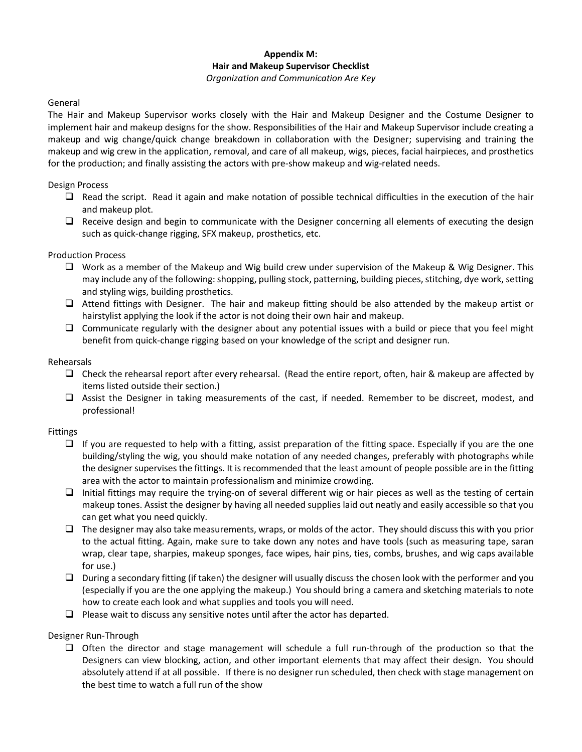**Appendix M:**
**Hair and Makeup Supervisor Checklist**
*Organization and Communication Are Key*

General

The Hair and Makeup Supervisor works closely with the Hair and Makeup Designer and the Costume Designer to implement hair and makeup designs for the show. Responsibilities of the Hair and Makeup Supervisor include creating a makeup and wig change/quick change breakdown in collaboration with the Designer; supervising and training the makeup and wig crew in the application, removal, and care of all makeup, wigs, pieces, facial hairpieces, and prosthetics for the production; and finally assisting the actors with pre-show makeup and wig-related needs.

Design Process

- ❑ Read the script. Read it again and make notation of possible technical difficulties in the execution of the hair and makeup plot.
- ❑ Receive design and begin to communicate with the Designer concerning all elements of executing the design such as quick-change rigging, SFX makeup, prosthetics, etc.

Production Process

- ❑ Work as a member of the Makeup and Wig build crew under supervision of the Makeup & Wig Designer. This may include any of the following: shopping, pulling stock, patterning, building pieces, stitching, dye work, setting and styling wigs, building prosthetics.
- ❑ Attend fittings with Designer. The hair and makeup fitting should be also attended by the makeup artist or hairstylist applying the look if the actor is not doing their own hair and makeup.
- ❑ Communicate regularly with the designer about any potential issues with a build or piece that you feel might benefit from quick-change rigging based on your knowledge of the script and designer run.

Rehearsals

- ❑ Check the rehearsal report after every rehearsal. (Read the entire report, often, hair & makeup are affected by items listed outside their section.)
- ❑ Assist the Designer in taking measurements of the cast, if needed. Remember to be discreet, modest, and professional!

Fittings

- ❑ If you are requested to help with a fitting, assist preparation of the fitting space. Especially if you are the one building/styling the wig, you should make notation of any needed changes, preferably with photographs while the designer supervises the fittings. It is recommended that the least amount of people possible are in the fitting area with the actor to maintain professionalism and minimize crowding.
- ❑ Initial fittings may require the trying-on of several different wig or hair pieces as well as the testing of certain makeup tones. Assist the designer by having all needed supplies laid out neatly and easily accessible so that you can get what you need quickly.
- ❑ The designer may also take measurements, wraps, or molds of the actor. They should discuss this with you prior to the actual fitting. Again, make sure to take down any notes and have tools (such as measuring tape, saran wrap, clear tape, sharpies, makeup sponges, face wipes, hair pins, ties, combs, brushes, and wig caps available for use.)
- ❑ During a secondary fitting (if taken) the designer will usually discuss the chosen look with the performer and you (especially if you are the one applying the makeup.) You should bring a camera and sketching materials to note how to create each look and what supplies and tools you will need.
- ❑ Please wait to discuss any sensitive notes until after the actor has departed.

Designer Run-Through

- ❑ Often the director and stage management will schedule a full run-through of the production so that the Designers can view blocking, action, and other important elements that may affect their design. You should absolutely attend if at all possible. If there is no designer run scheduled, then check with stage management on the best time to watch a full run of the show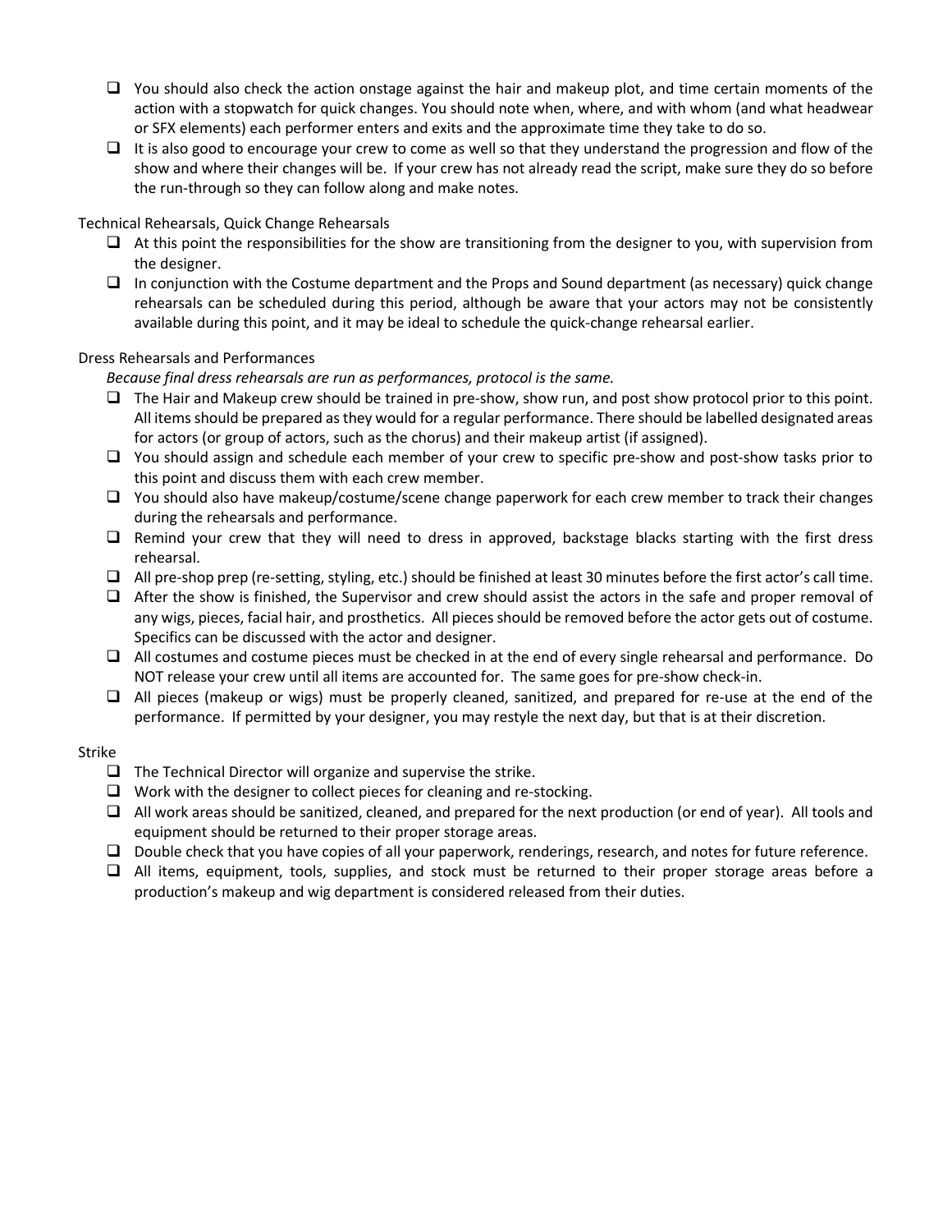- [ ] You should also check the action onstage against the hair and makeup plot, and time certain moments of the action with a stopwatch for quick changes. You should note when, where, and with whom (and what headwear or SFX elements) each performer enters and exits and the approximate time they take to do so.
- [ ] It is also good to encourage your crew to come as well so that they understand the progression and flow of the show and where their changes will be. If your crew has not already read the script, make sure they do so before the run-through so they can follow along and make notes.

Technical Rehearsals, Quick Change Rehearsals

- [ ] At this point the responsibilities for the show are transitioning from the designer to you, with supervision from the designer.
- [ ] In conjunction with the Costume department and the Props and Sound department (as necessary) quick change rehearsals can be scheduled during this period, although be aware that your actors may not be consistently available during this point, and it may be ideal to schedule the quick-change rehearsal earlier.

Dress Rehearsals and Performances

*Because final dress rehearsals are run as performances, protocol is the same.*

- [ ] The Hair and Makeup crew should be trained in pre-show, show run, and post show protocol prior to this point. All items should be prepared as they would for a regular performance. There should be labelled designated areas for actors (or group of actors, such as the chorus) and their makeup artist (if assigned).
- [ ] You should assign and schedule each member of your crew to specific pre-show and post-show tasks prior to this point and discuss them with each crew member.
- [ ] You should also have makeup/costume/scene change paperwork for each crew member to track their changes during the rehearsals and performance.
- [ ] Remind your crew that they will need to dress in approved, backstage blacks starting with the first dress rehearsal.
- [ ] All pre-shop prep (re-setting, styling, etc.) should be finished at least 30 minutes before the first actor's call time.
- [ ] After the show is finished, the Supervisor and crew should assist the actors in the safe and proper removal of any wigs, pieces, facial hair, and prosthetics. All pieces should be removed before the actor gets out of costume. Specifics can be discussed with the actor and designer.
- [ ] All costumes and costume pieces must be checked in at the end of every single rehearsal and performance. Do NOT release your crew until all items are accounted for. The same goes for pre-show check-in.
- [ ] All pieces (makeup or wigs) must be properly cleaned, sanitized, and prepared for re-use at the end of the performance. If permitted by your designer, you may restyle the next day, but that is at their discretion.

Strike

- [ ] The Technical Director will organize and supervise the strike.
- [ ] Work with the designer to collect pieces for cleaning and re-stocking.
- [ ] All work areas should be sanitized, cleaned, and prepared for the next production (or end of year). All tools and equipment should be returned to their proper storage areas.
- [ ] Double check that you have copies of all your paperwork, renderings, research, and notes for future reference.
- [ ] All items, equipment, tools, supplies, and stock must be returned to their proper storage areas before a production's makeup and wig department is considered released from their duties.